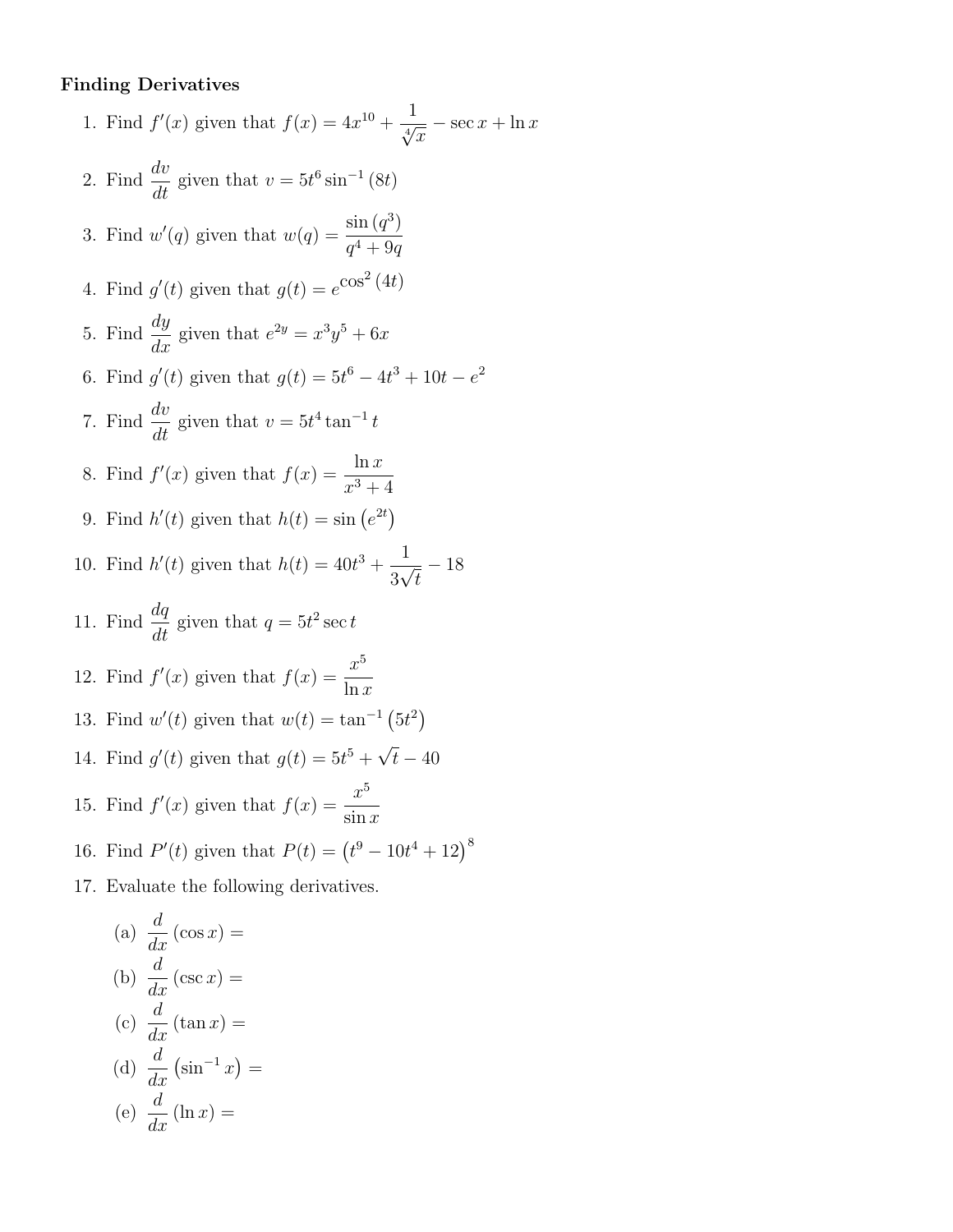**Finding Derivatives**

1. Find $f'(x)$ given that $f(x) = 4x^{10} + \dfrac{1}{\sqrt[4]{x}} - \sec x + \ln x$

2. Find $\dfrac{dv}{dt}$ given that $v = 5t^6 \sin^{-1}(8t)$

3. Find $w'(q)$ given that $w(q) = \dfrac{\sin(q^3)}{q^4 + 9q}$

4. Find $g'(t)$ given that $g(t) = e^{\cos^2(4t)}$

5. Find $\dfrac{dy}{dx}$ given that $e^{2y} = x^3y^5 + 6x$

6. Find $g'(t)$ given that $g(t) = 5t^6 - 4t^3 + 10t - e^2$

7. Find $\dfrac{dv}{dt}$ given that $v = 5t^4 \tan^{-1} t$

8. Find $f'(x)$ given that $f(x) = \dfrac{\ln x}{x^3 + 4}$

9. Find $h'(t)$ given that $h(t) = \sin\left(e^{2t}\right)$

10. Find $h'(t)$ given that $h(t) = 40t^3 + \dfrac{1}{3\sqrt{t}} - 18$

11. Find $\dfrac{dq}{dt}$ given that $q = 5t^2 \sec t$

12. Find $f'(x)$ given that $f(x) = \dfrac{x^5}{\ln x}$

13. Find $w'(t)$ given that $w(t) = \tan^{-1}\left(5t^2\right)$

14. Find $g'(t)$ given that $g(t) = 5t^5 + \sqrt{t} - 40$

15. Find $f'(x)$ given that $f(x) = \dfrac{x^5}{\sin x}$

16. Find $P'(t)$ given that $P(t) = \left(t^9 - 10t^4 + 12\right)^8$

17. Evaluate the following derivatives.

    (a) $\dfrac{d}{dx}(\cos x) =$

    (b) $\dfrac{d}{dx}(\csc x) =$

    (c) $\dfrac{d}{dx}(\tan x) =$

    (d) $\dfrac{d}{dx}\left(\sin^{-1} x\right) =$

    (e) $\dfrac{d}{dx}(\ln x) =$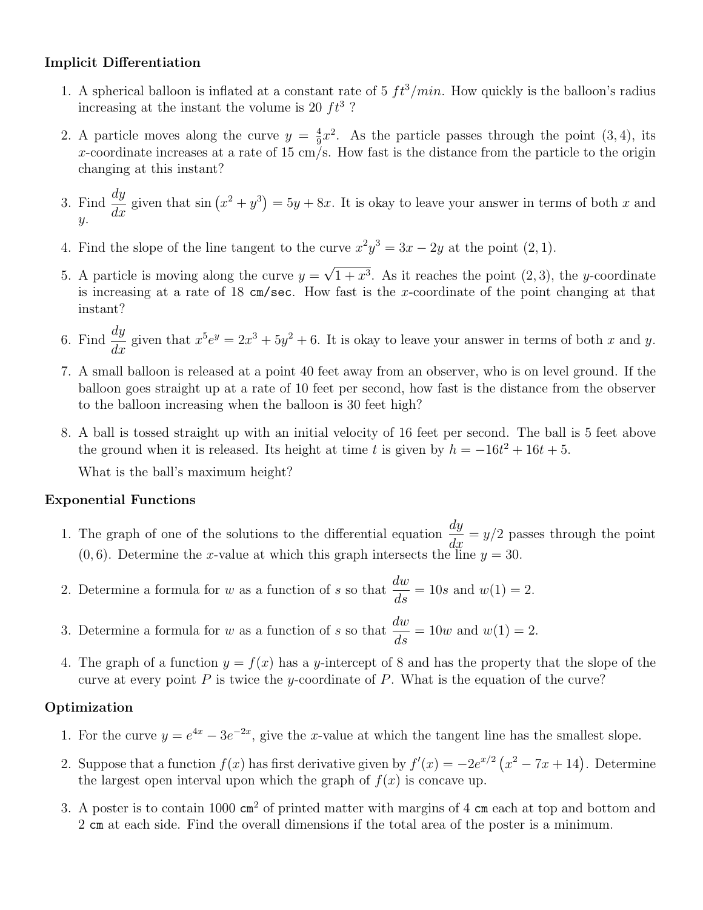### Implicit Differentiation

1. A spherical balloon is inflated at a constant rate of 5 $ft^3/min$. How quickly is the balloon's radius increasing at the instant the volume is 20 $ft^3$ ?

2. A particle moves along the curve $y = \frac{4}{9}x^2$. As the particle passes through the point $(3, 4)$, its $x$-coordinate increases at a rate of 15 cm/s. How fast is the distance from the particle to the origin changing at this instant?

3. Find $\frac{dy}{dx}$ given that $\sin\left(x^2 + y^3\right) = 5y + 8x$. It is okay to leave your answer in terms of both $x$ and $y$.

4. Find the slope of the line tangent to the curve $x^2y^3 = 3x - 2y$ at the point $(2, 1)$.

5. A particle is moving along the curve $y = \sqrt{1 + x^3}$. As it reaches the point $(2, 3)$, the $y$-coordinate is increasing at a rate of 18 cm/sec. How fast is the $x$-coordinate of the point changing at that instant?

6. Find $\frac{dy}{dx}$ given that $x^5e^y = 2x^3 + 5y^2 + 6$. It is okay to leave your answer in terms of both $x$ and $y$.

7. A small balloon is released at a point 40 feet away from an observer, who is on level ground. If the balloon goes straight up at a rate of 10 feet per second, how fast is the distance from the observer to the balloon increasing when the balloon is 30 feet high?

8. A ball is tossed straight up with an initial velocity of 16 feet per second. The ball is 5 feet above the ground when it is released. Its height at time $t$ is given by $h = -16t^2 + 16t + 5$.

   What is the ball's maximum height?

### Exponential Functions

1. The graph of one of the solutions to the differential equation $\frac{dy}{dx} = y/2$ passes through the point $(0, 6)$. Determine the $x$-value at which this graph intersects the line $y = 30$.

2. Determine a formula for $w$ as a function of $s$ so that $\frac{dw}{ds} = 10s$ and $w(1) = 2$.

3. Determine a formula for $w$ as a function of $s$ so that $\frac{dw}{ds} = 10w$ and $w(1) = 2$.

4. The graph of a function $y = f(x)$ has a $y$-intercept of 8 and has the property that the slope of the curve at every point $P$ is twice the $y$-coordinate of $P$. What is the equation of the curve?

### Optimization

1. For the curve $y = e^{4x} - 3e^{-2x}$, give the $x$-value at which the tangent line has the smallest slope.

2. Suppose that a function $f(x)$ has first derivative given by $f'(x) = -2e^{x/2}\left(x^2 - 7x + 14\right)$. Determine the largest open interval upon which the graph of $f(x)$ is concave up.

3. A poster is to contain 1000 $cm^2$ of printed matter with margins of 4 cm each at top and bottom and 2 cm at each side. Find the overall dimensions if the total area of the poster is a minimum.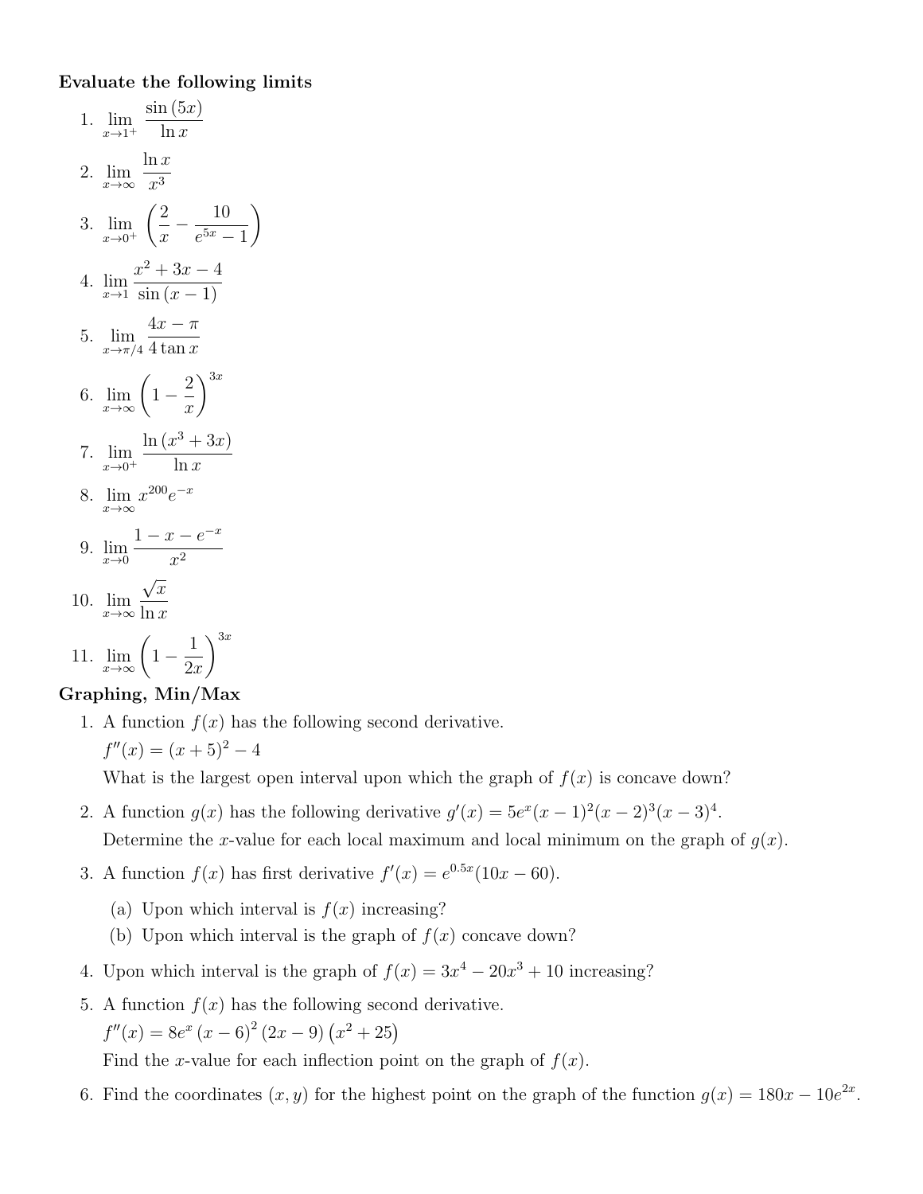**Evaluate the following limits**

1. $\lim_{x \to 1^+} \dfrac{\sin(5x)}{\ln x}$
2. $\lim_{x \to \infty} \dfrac{\ln x}{x^3}$
3. $\lim_{x \to 0^+} \left( \dfrac{2}{x} - \dfrac{10}{e^{5x} - 1} \right)$
4. $\lim_{x \to 1} \dfrac{x^2 + 3x - 4}{\sin(x - 1)}$
5. $\lim_{x \to \pi/4} \dfrac{4x - \pi}{4 \tan x}$
6. $\lim_{x \to \infty} \left( 1 - \dfrac{2}{x} \right)^{3x}$
7. $\lim_{x \to 0^+} \dfrac{\ln(x^3 + 3x)}{\ln x}$
8. $\lim_{x \to \infty} x^{200} e^{-x}$
9. $\lim_{x \to 0} \dfrac{1 - x - e^{-x}}{x^2}$
10. $\lim_{x \to \infty} \dfrac{\sqrt{x}}{\ln x}$
11. $\lim_{x \to \infty} \left( 1 - \dfrac{1}{2x} \right)^{3x}$

**Graphing, Min/Max**

1. A function $f(x)$ has the following second derivative.
   $f''(x) = (x + 5)^2 - 4$
   What is the largest open interval upon which the graph of $f(x)$ is concave down?
2. A function $g(x)$ has the following derivative $g'(x) = 5e^x(x - 1)^2(x - 2)^3(x - 3)^4$.
   Determine the $x$-value for each local maximum and local minimum on the graph of $g(x)$.
3. A function $f(x)$ has first derivative $f'(x) = e^{0.5x}(10x - 60)$.
   (a) Upon which interval is $f(x)$ increasing?
   (b) Upon which interval is the graph of $f(x)$ concave down?
4. Upon which interval is the graph of $f(x) = 3x^4 - 20x^3 + 10$ increasing?
5. A function $f(x)$ has the following second derivative.
   $f''(x) = 8e^x (x - 6)^2 (2x - 9) (x^2 + 25)$
   Find the $x$-value for each inflection point on the graph of $f(x)$.
6. Find the coordinates $(x, y)$ for the highest point on the graph of the function $g(x) = 180x - 10e^{2x}$.